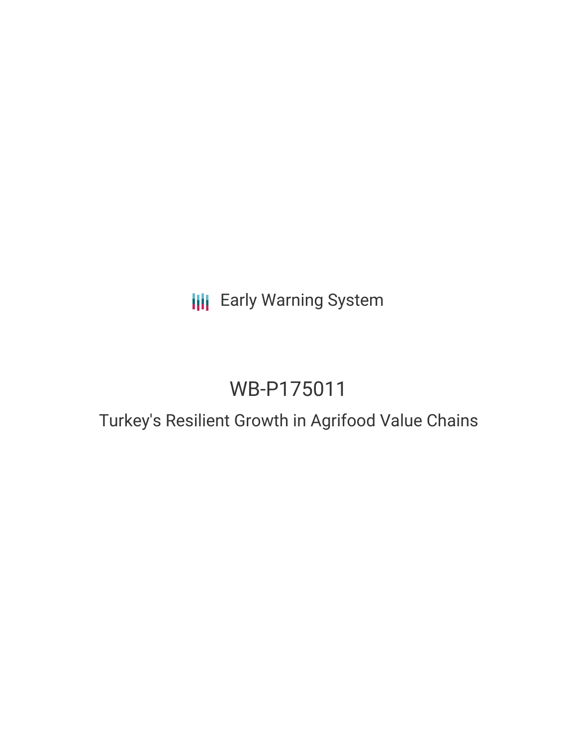Early Warning System

# WB-P175011

## Turkey's Resilient Growth in Agrifood Value Chains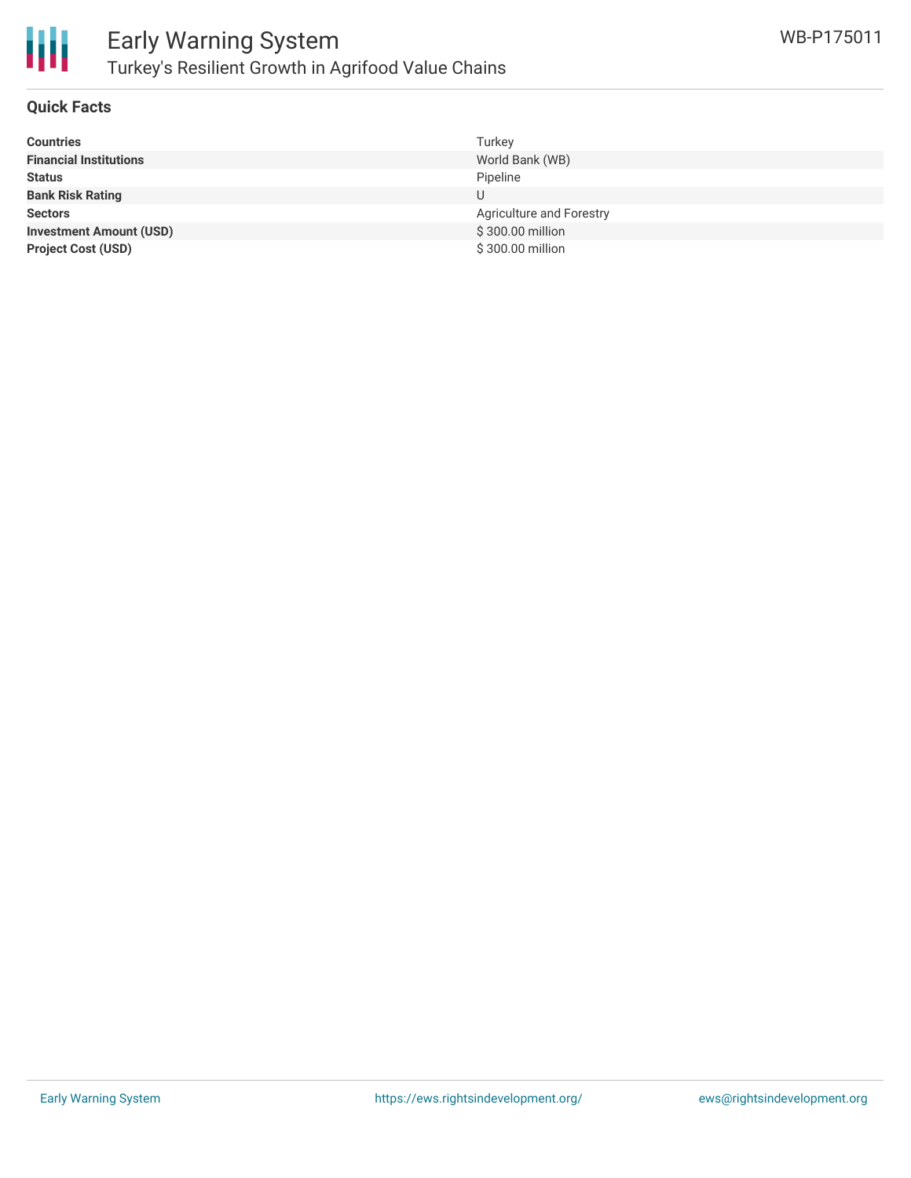# Early Warning System

## Turkey's Resilient Growth in Agrifood Value Chains

WB-P175011

### Quick Facts

| | |
|---|---|
| **Countries** | Turkey |
| **Financial Institutions** | World Bank (WB) |
| **Status** | Pipeline |
| **Bank Risk Rating** | U |
| **Sectors** | Agriculture and Forestry |
| **Investment Amount (USD)** | $ 300.00 million |
| **Project Cost (USD)** | $ 300.00 million |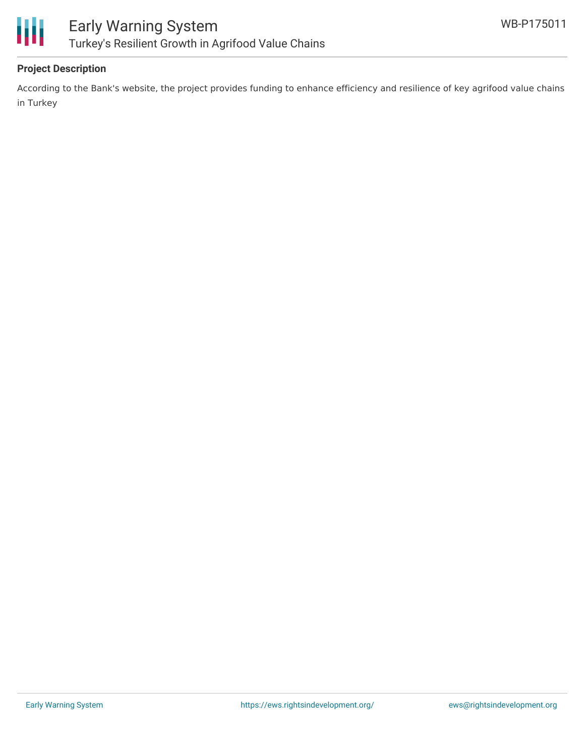## Project Description

According to the Bank's website, the project provides funding to enhance efficiency and resilience of key agrifood value chains in Turkey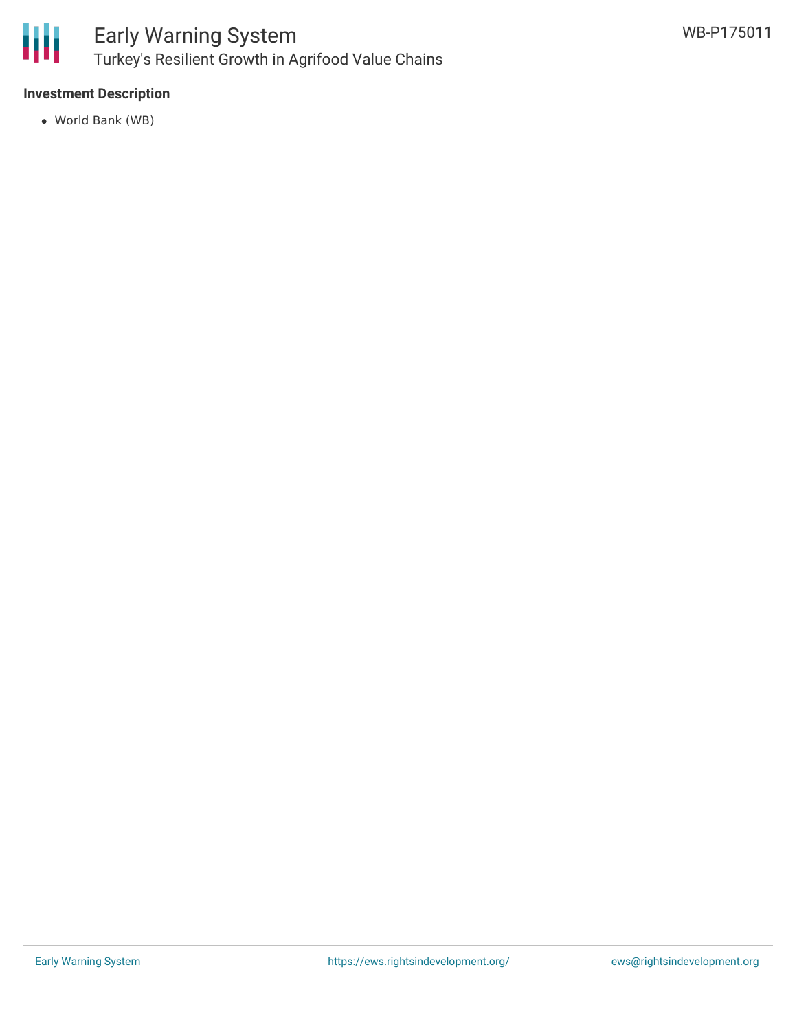## Investment Description

- World Bank (WB)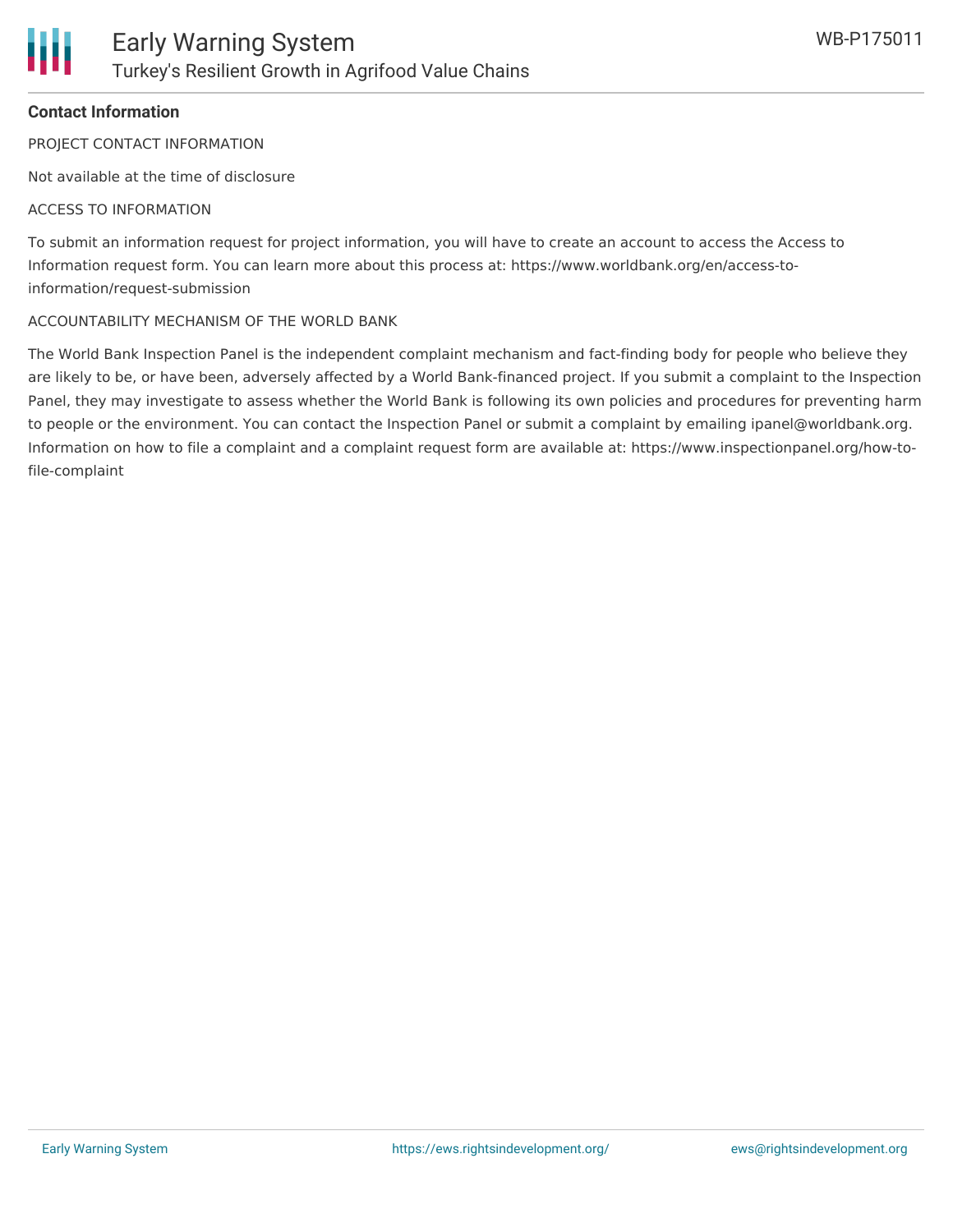## Contact Information

PROJECT CONTACT INFORMATION

Not available at the time of disclosure

ACCESS TO INFORMATION

To submit an information request for project information, you will have to create an account to access the Access to Information request form. You can learn more about this process at: https://www.worldbank.org/en/access-to-information/request-submission

ACCOUNTABILITY MECHANISM OF THE WORLD BANK

The World Bank Inspection Panel is the independent complaint mechanism and fact-finding body for people who believe they are likely to be, or have been, adversely affected by a World Bank-financed project. If you submit a complaint to the Inspection Panel, they may investigate to assess whether the World Bank is following its own policies and procedures for preventing harm to people or the environment. You can contact the Inspection Panel or submit a complaint by emailing ipanel@worldbank.org. Information on how to file a complaint and a complaint request form are available at: https://www.inspectionpanel.org/how-to-file-complaint